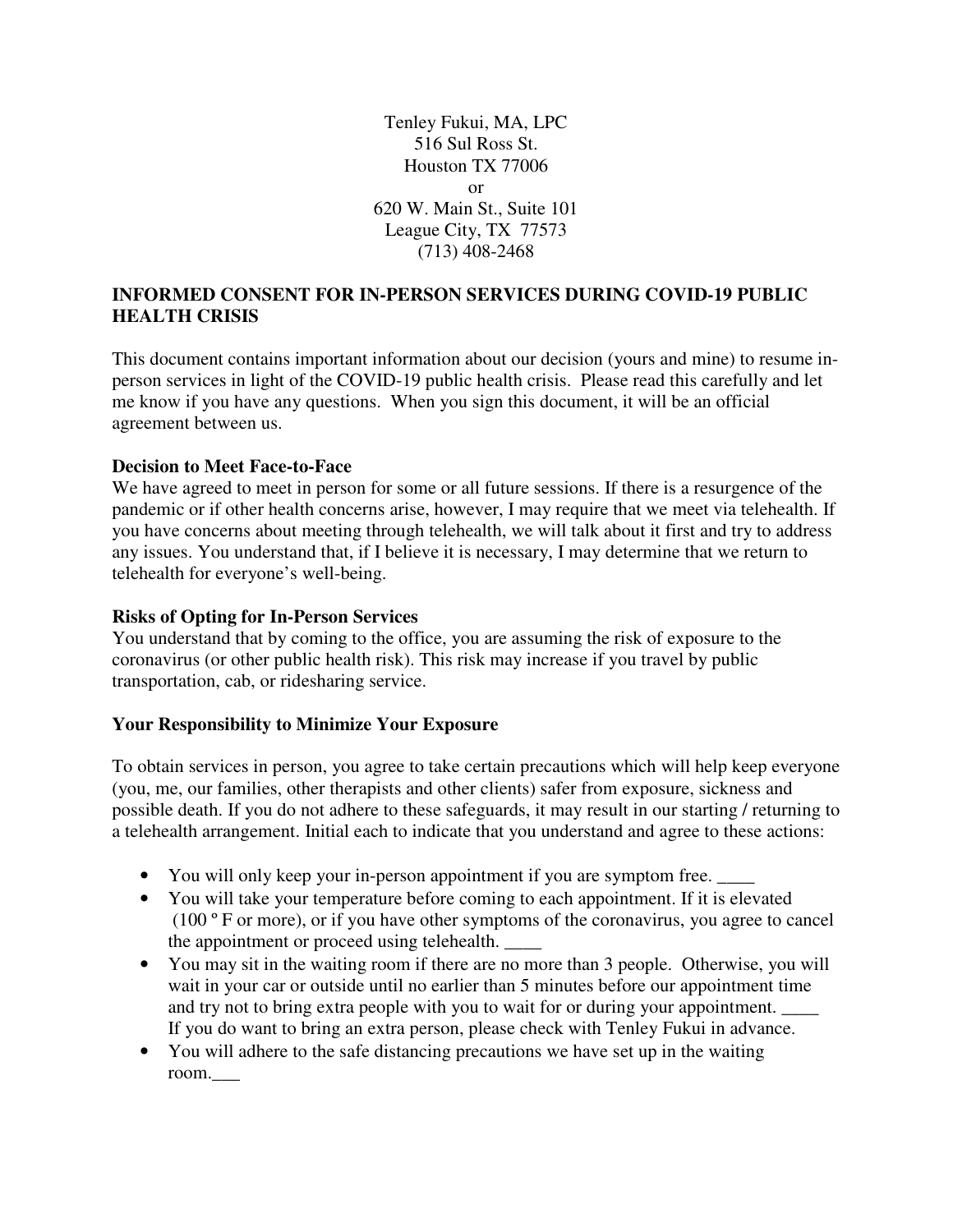Tenley Fukui, MA, LPC
516 Sul Ross St.
Houston TX 77006
or
620 W. Main St., Suite 101
League City, TX 77573
(713) 408-2468

## INFORMED CONSENT FOR IN-PERSON SERVICES DURING COVID-19 PUBLIC HEALTH CRISIS

This document contains important information about our decision (yours and mine) to resume in-person services in light of the COVID-19 public health crisis. Please read this carefully and let me know if you have any questions. When you sign this document, it will be an official agreement between us.

### Decision to Meet Face-to-Face

We have agreed to meet in person for some or all future sessions. If there is a resurgence of the pandemic or if other health concerns arise, however, I may require that we meet via telehealth. If you have concerns about meeting through telehealth, we will talk about it first and try to address any issues. You understand that, if I believe it is necessary, I may determine that we return to telehealth for everyone's well-being.

### Risks of Opting for In-Person Services

You understand that by coming to the office, you are assuming the risk of exposure to the coronavirus (or other public health risk). This risk may increase if you travel by public transportation, cab, or ridesharing service.

### Your Responsibility to Minimize Your Exposure

To obtain services in person, you agree to take certain precautions which will help keep everyone (you, me, our families, other therapists and other clients) safer from exposure, sickness and possible death. If you do not adhere to these safeguards, it may result in our starting / returning to a telehealth arrangement. Initial each to indicate that you understand and agree to these actions:

- You will only keep your in-person appointment if you are symptom free. ____
- You will take your temperature before coming to each appointment. If it is elevated (100 º F or more), or if you have other symptoms of the coronavirus, you agree to cancel the appointment or proceed using telehealth. ____
- You may sit in the waiting room if there are no more than 3 people. Otherwise, you will wait in your car or outside until no earlier than 5 minutes before our appointment time and try not to bring extra people with you to wait for or during your appointment. ____ If you do want to bring an extra person, please check with Tenley Fukui in advance.
- You will adhere to the safe distancing precautions we have set up in the waiting room.___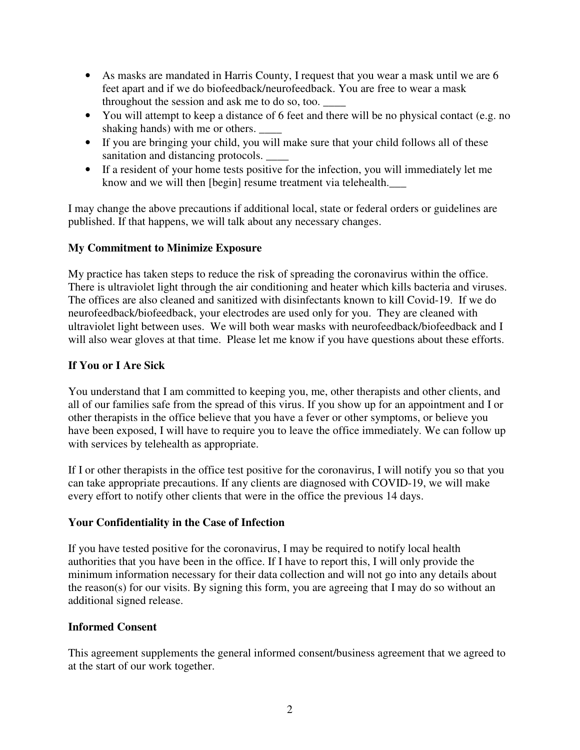- As masks are mandated in Harris County, I request that you wear a mask until we are 6 feet apart and if we do biofeedback/neurofeedback. You are free to wear a mask throughout the session and ask me to do so, too. ____
- You will attempt to keep a distance of 6 feet and there will be no physical contact (e.g. no shaking hands) with me or others. ____
- If you are bringing your child, you will make sure that your child follows all of these sanitation and distancing protocols. ____
- If a resident of your home tests positive for the infection, you will immediately let me know and we will then [begin] resume treatment via telehealth.___

I may change the above precautions if additional local, state or federal orders or guidelines are published. If that happens, we will talk about any necessary changes.

**My Commitment to Minimize Exposure**

My practice has taken steps to reduce the risk of spreading the coronavirus within the office. There is ultraviolet light through the air conditioning and heater which kills bacteria and viruses. The offices are also cleaned and sanitized with disinfectants known to kill Covid-19. If we do neurofeedback/biofeedback, your electrodes are used only for you. They are cleaned with ultraviolet light between uses. We will both wear masks with neurofeedback/biofeedback and I will also wear gloves at that time. Please let me know if you have questions about these efforts.

**If You or I Are Sick**

You understand that I am committed to keeping you, me, other therapists and other clients, and all of our families safe from the spread of this virus. If you show up for an appointment and I or other therapists in the office believe that you have a fever or other symptoms, or believe you have been exposed, I will have to require you to leave the office immediately. We can follow up with services by telehealth as appropriate.

If I or other therapists in the office test positive for the coronavirus, I will notify you so that you can take appropriate precautions. If any clients are diagnosed with COVID-19, we will make every effort to notify other clients that were in the office the previous 14 days.

**Your Confidentiality in the Case of Infection**

If you have tested positive for the coronavirus, I may be required to notify local health authorities that you have been in the office. If I have to report this, I will only provide the minimum information necessary for their data collection and will not go into any details about the reason(s) for our visits. By signing this form, you are agreeing that I may do so without an additional signed release.

**Informed Consent**

This agreement supplements the general informed consent/business agreement that we agreed to at the start of our work together.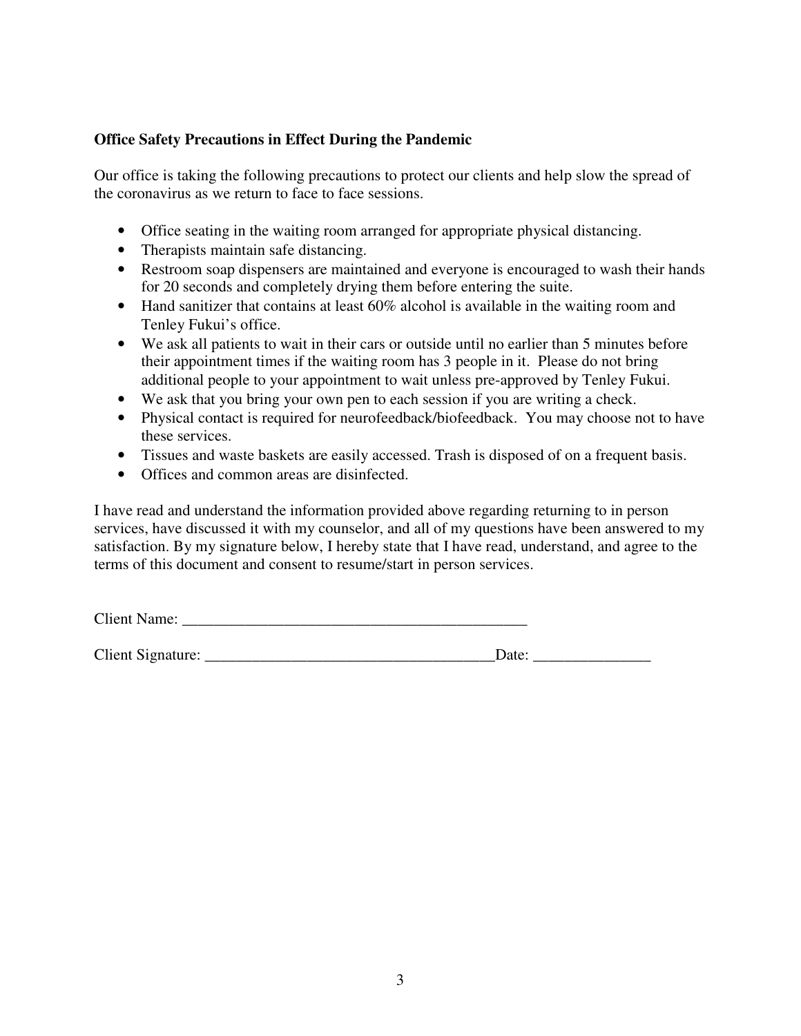**Office Safety Precautions in Effect During the Pandemic**

Our office is taking the following precautions to protect our clients and help slow the spread of the coronavirus as we return to face to face sessions.

- Office seating in the waiting room arranged for appropriate physical distancing.
- Therapists maintain safe distancing.
- Restroom soap dispensers are maintained and everyone is encouraged to wash their hands for 20 seconds and completely drying them before entering the suite.
- Hand sanitizer that contains at least 60% alcohol is available in the waiting room and Tenley Fukui's office.
- We ask all patients to wait in their cars or outside until no earlier than 5 minutes before their appointment times if the waiting room has 3 people in it. Please do not bring additional people to your appointment to wait unless pre-approved by Tenley Fukui.
- We ask that you bring your own pen to each session if you are writing a check.
- Physical contact is required for neurofeedback/biofeedback. You may choose not to have these services.
- Tissues and waste baskets are easily accessed. Trash is disposed of on a frequent basis.
- Offices and common areas are disinfected.

I have read and understand the information provided above regarding returning to in person services, have discussed it with my counselor, and all of my questions have been answered to my satisfaction. By my signature below, I hereby state that I have read, understand, and agree to the terms of this document and consent to resume/start in person services.

Client Name: ____________________________________________

Client Signature: _____________________________________Date: _______________